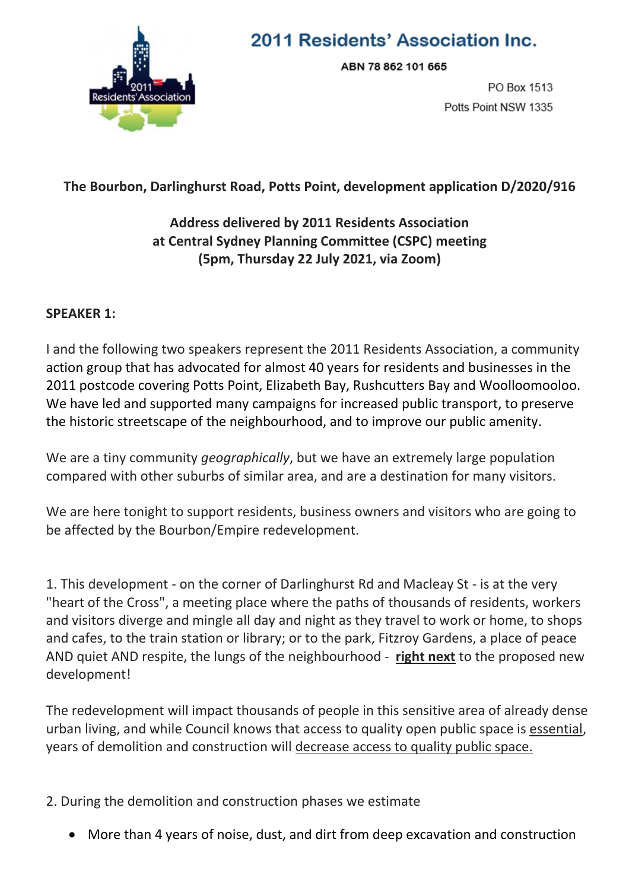# 2011 Residents' Association Inc.

ABN 78 862 101 665

PO Box 1513
Potts Point NSW 1335

**The Bourbon, Darlinghurst Road, Potts Point, development application D/2020/916**

**Address delivered by 2011 Residents Association at Central Sydney Planning Committee (CSPC) meeting (5pm, Thursday 22 July 2021, via Zoom)**

**SPEAKER 1:**

I and the following two speakers represent the 2011 Residents Association, a community action group that has advocated for almost 40 years for residents and businesses in the 2011 postcode covering Potts Point, Elizabeth Bay, Rushcutters Bay and Woolloomooloo. We have led and supported many campaigns for increased public transport, to preserve the historic streetscape of the neighbourhood, and to improve our public amenity.

We are a tiny community *geographically*, but we have an extremely large population compared with other suburbs of similar area, and are a destination for many visitors.

We are here tonight to support residents, business owners and visitors who are going to be affected by the Bourbon/Empire redevelopment.

1. This development - on the corner of Darlinghurst Rd and Macleay St - is at the very "heart of the Cross", a meeting place where the paths of thousands of residents, workers and visitors diverge and mingle all day and night as they travel to work or home, to shops and cafes, to the train station or library; or to the park, Fitzroy Gardens, a place of peace AND quiet AND respite, the lungs of the neighbourhood - <u>**right next**</u> to the proposed new development!

The redevelopment will impact thousands of people in this sensitive area of already dense urban living, and while Council knows that access to quality open public space is <u>essential</u>, years of demolition and construction will <u>decrease access to quality public space.</u>

2. During the demolition and construction phases we estimate

- More than 4 years of noise, dust, and dirt from deep excavation and construction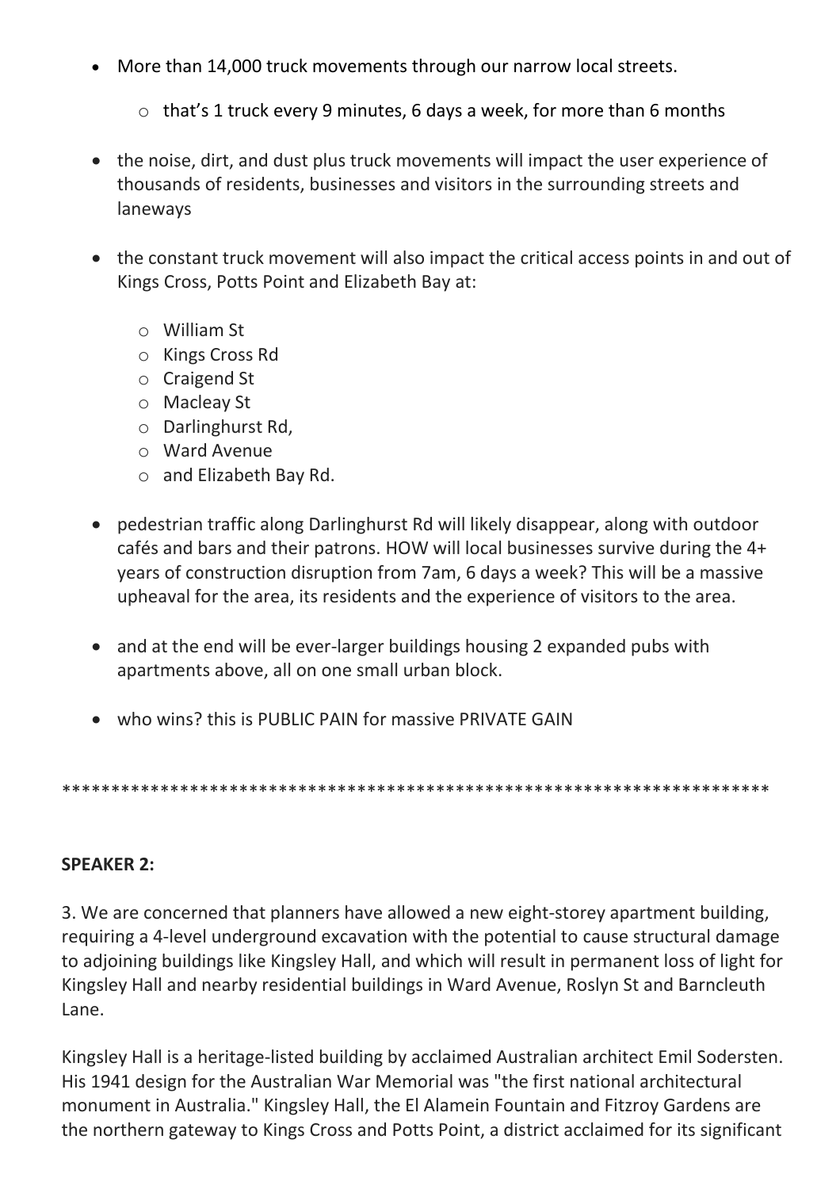- More than 14,000 truck movements through our narrow local streets.
    - that's 1 truck every 9 minutes, 6 days a week, for more than 6 months
- the noise, dirt, and dust plus truck movements will impact the user experience of thousands of residents, businesses and visitors in the surrounding streets and laneways
- the constant truck movement will also impact the critical access points in and out of Kings Cross, Potts Point and Elizabeth Bay at:
    - William St
    - Kings Cross Rd
    - Craigend St
    - Macleay St
    - Darlinghurst Rd,
    - Ward Avenue
    - and Elizabeth Bay Rd.
- pedestrian traffic along Darlinghurst Rd will likely disappear, along with outdoor cafés and bars and their patrons. HOW will local businesses survive during the 4+ years of construction disruption from 7am, 6 days a week? This will be a massive upheaval for the area, its residents and the experience of visitors to the area.
- and at the end will be ever-larger buildings housing 2 expanded pubs with apartments above, all on one small urban block.
- who wins? this is PUBLIC PAIN for massive PRIVATE GAIN

**************************************************************************

**SPEAKER 2:**

3. We are concerned that planners have allowed a new eight-storey apartment building, requiring a 4-level underground excavation with the potential to cause structural damage to adjoining buildings like Kingsley Hall, and which will result in permanent loss of light for Kingsley Hall and nearby residential buildings in Ward Avenue, Roslyn St and Barncleuth Lane.

Kingsley Hall is a heritage-listed building by acclaimed Australian architect Emil Sodersten. His 1941 design for the Australian War Memorial was "the first national architectural monument in Australia." Kingsley Hall, the El Alamein Fountain and Fitzroy Gardens are the northern gateway to Kings Cross and Potts Point, a district acclaimed for its significant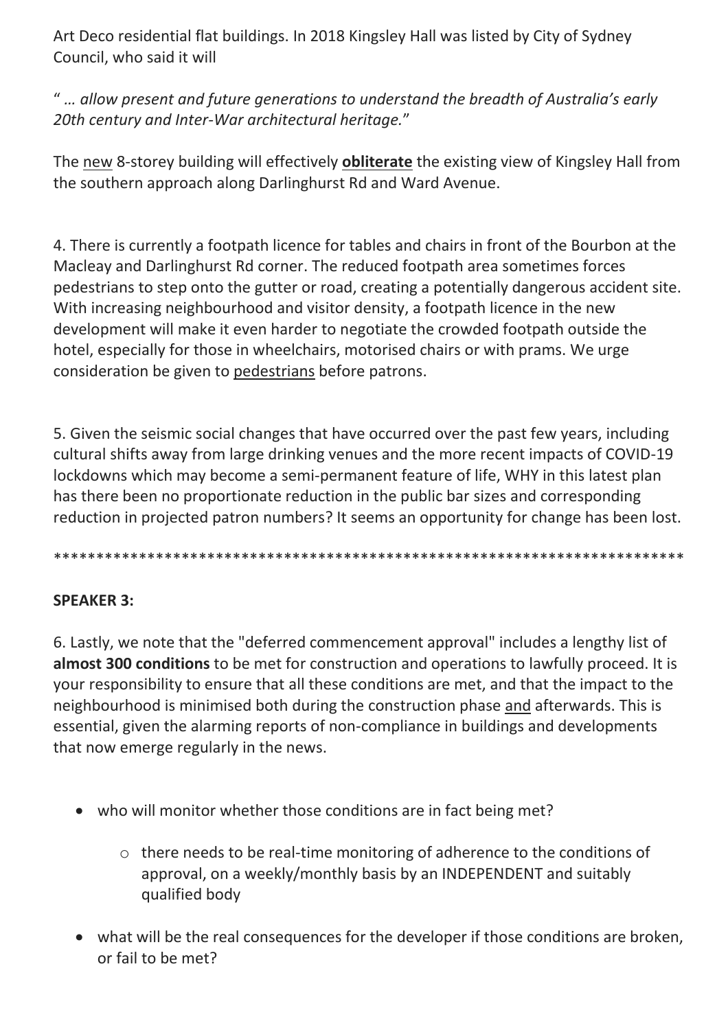Art Deco residential flat buildings. In 2018 Kingsley Hall was listed by City of Sydney Council, who said it will

" *… allow present and future generations to understand the breadth of Australia's early 20th century and Inter-War architectural heritage.*"

The new 8-storey building will effectively **obliterate** the existing view of Kingsley Hall from the southern approach along Darlinghurst Rd and Ward Avenue.

4. There is currently a footpath licence for tables and chairs in front of the Bourbon at the Macleay and Darlinghurst Rd corner. The reduced footpath area sometimes forces pedestrians to step onto the gutter or road, creating a potentially dangerous accident site. With increasing neighbourhood and visitor density, a footpath licence in the new development will make it even harder to negotiate the crowded footpath outside the hotel, especially for those in wheelchairs, motorised chairs or with prams. We urge consideration be given to pedestrians before patrons.

5. Given the seismic social changes that have occurred over the past few years, including cultural shifts away from large drinking venues and the more recent impacts of COVID-19 lockdowns which may become a semi-permanent feature of life, WHY in this latest plan has there been no proportionate reduction in the public bar sizes and corresponding reduction in projected patron numbers? It seems an opportunity for change has been lost.

****************************************************************************

**SPEAKER 3:**

6. Lastly, we note that the "deferred commencement approval" includes a lengthy list of **almost 300 conditions** to be met for construction and operations to lawfully proceed. It is your responsibility to ensure that all these conditions are met, and that the impact to the neighbourhood is minimised both during the construction phase and afterwards. This is essential, given the alarming reports of non-compliance in buildings and developments that now emerge regularly in the news.

- who will monitor whether those conditions are in fact being met?
    - there needs to be real-time monitoring of adherence to the conditions of approval, on a weekly/monthly basis by an INDEPENDENT and suitably qualified body
- what will be the real consequences for the developer if those conditions are broken, or fail to be met?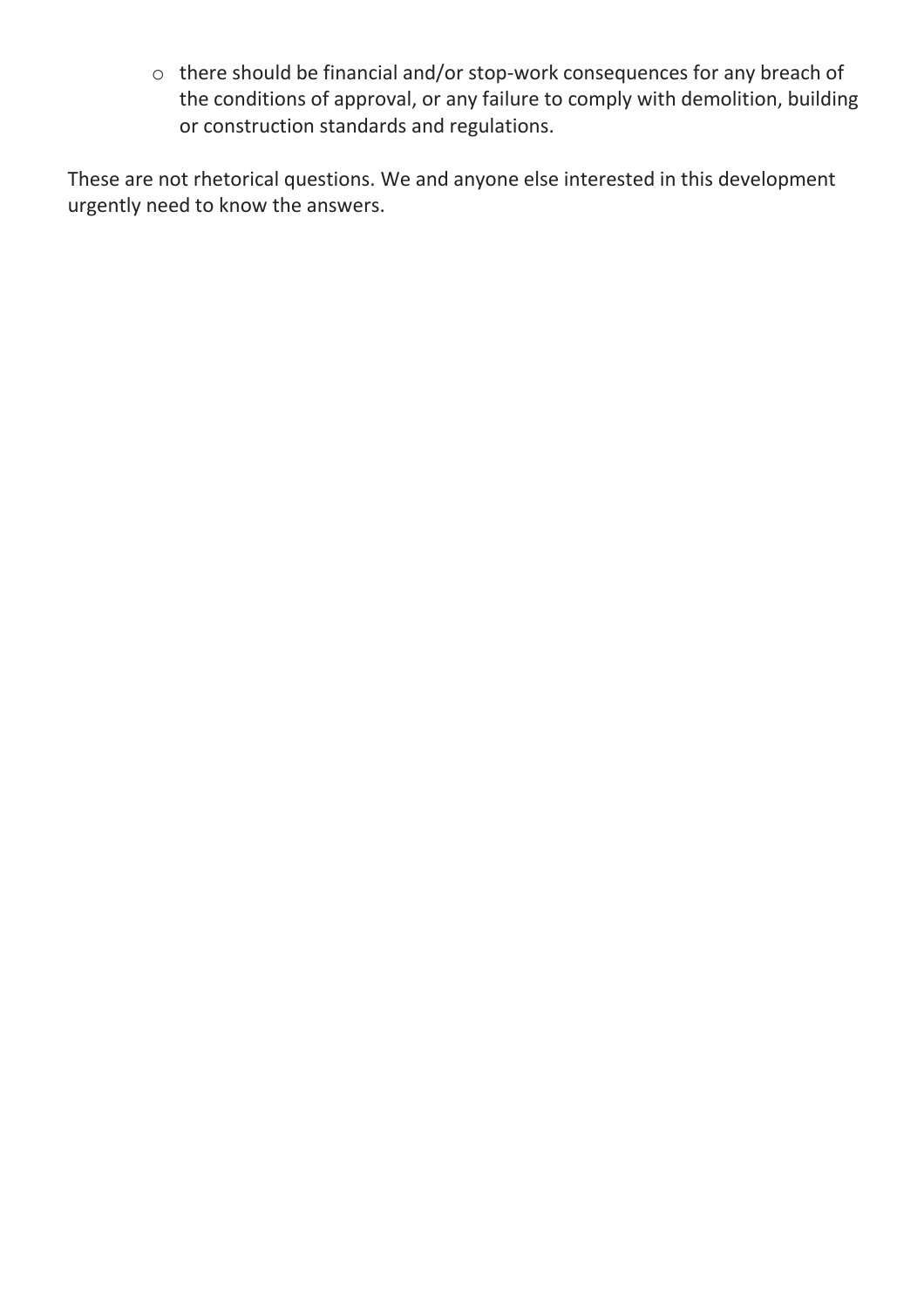- there should be financial and/or stop-work consequences for any breach of the conditions of approval, or any failure to comply with demolition, building or construction standards and regulations.

These are not rhetorical questions. We and anyone else interested in this development urgently need to know the answers.